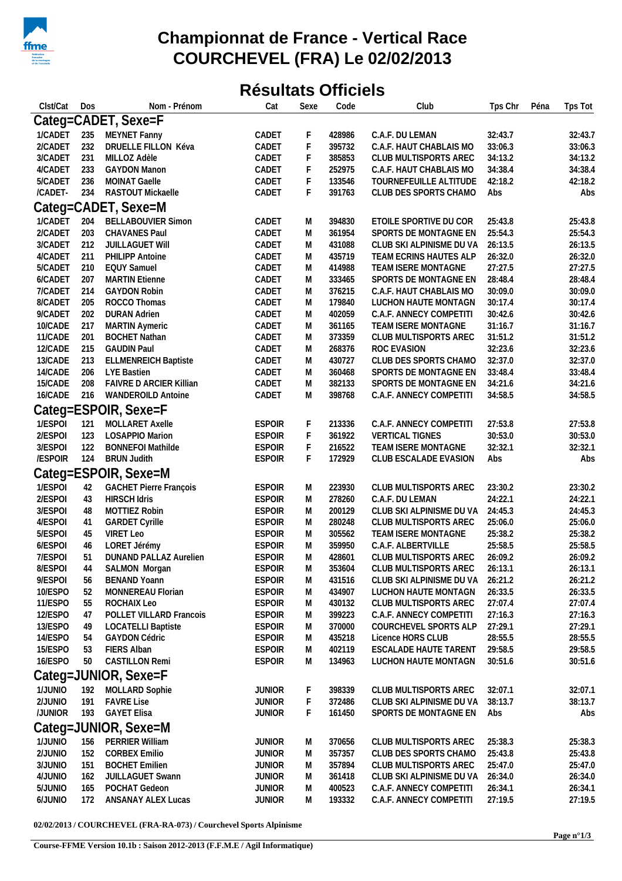# Championnat de France - Vertical Race
# COURCHEVEL (FRA) Le 02/02/2013

## Résultats Officiels

| Clst/Cat | Dos | Nom - Prénom | Cat | Sexe | Code | Club | Tps Chr | Péna | Tps Tot |
|---|---|---|---|---|---|---|---|---|---|
| **Categ=CADET, Sexe=F** | | | | | | | | | |
| 1/CADET | 235 | MEYNET Fanny | CADET | F | 428986 | C.A.F. DU LEMAN | 32:43.7 | | 32:43.7 |
| 2/CADET | 232 | DRUELLE FILLON Kéva | CADET | F | 395732 | C.A.F. HAUT CHABLAIS MO | 33:06.3 | | 33:06.3 |
| 3/CADET | 231 | MILLOZ Adèle | CADET | F | 385853 | CLUB MULTISPORTS AREC | 34:13.2 | | 34:13.2 |
| 4/CADET | 233 | GAYDON Manon | CADET | F | 252975 | C.A.F. HAUT CHABLAIS MO | 34:38.4 | | 34:38.4 |
| 5/CADET | 236 | MOINAT Gaelle | CADET | F | 133546 | TOURNEFEUILLE ALTITUDE | 42:18.2 | | 42:18.2 |
| /CADET- | 234 | RASTOUT Mickaelle | CADET | F | 391763 | CLUB DES SPORTS CHAMO | Abs | | Abs |
| **Categ=CADET, Sexe=M** | | | | | | | | | |
| 1/CADET | 204 | BELLABOUVIER Simon | CADET | M | 394830 | ETOILE SPORTIVE DU COR | 25:43.8 | | 25:43.8 |
| 2/CADET | 203 | CHAVANES Paul | CADET | M | 361954 | SPORTS DE MONTAGNE EN | 25:54.3 | | 25:54.3 |
| 3/CADET | 212 | JUILLAGUET Will | CADET | M | 431088 | CLUB SKI ALPINISME DU VA | 26:13.5 | | 26:13.5 |
| 4/CADET | 211 | PHILIPP Antoine | CADET | M | 435719 | TEAM ECRINS HAUTES ALP | 26:32.0 | | 26:32.0 |
| 5/CADET | 210 | EQUY Samuel | CADET | M | 414988 | TEAM ISERE MONTAGNE | 27:27.5 | | 27:27.5 |
| 6/CADET | 207 | MARTIN Etienne | CADET | M | 333465 | SPORTS DE MONTAGNE EN | 28:48.4 | | 28:48.4 |
| 7/CADET | 214 | GAYDON Robin | CADET | M | 376215 | C.A.F. HAUT CHABLAIS MO | 30:09.0 | | 30:09.0 |
| 8/CADET | 205 | ROCCO Thomas | CADET | M | 179840 | LUCHON HAUTE MONTAGN | 30:17.4 | | 30:17.4 |
| 9/CADET | 202 | DURAN Adrien | CADET | M | 402059 | C.A.F. ANNECY COMPETITI | 30:42.6 | | 30:42.6 |
| 10/CADE | 217 | MARTIN Aymeric | CADET | M | 361165 | TEAM ISERE MONTAGNE | 31:16.7 | | 31:16.7 |
| 11/CADE | 201 | BOCHET Nathan | CADET | M | 373359 | CLUB MULTISPORTS AREC | 31:51.2 | | 31:51.2 |
| 12/CADE | 215 | GAUDIN Paul | CADET | M | 268376 | ROC EVASION | 32:23.6 | | 32:23.6 |
| 13/CADE | 213 | ELLMENREICH Baptiste | CADET | M | 430727 | CLUB DES SPORTS CHAMO | 32:37.0 | | 32:37.0 |
| 14/CADE | 206 | LYE Bastien | CADET | M | 360468 | SPORTS DE MONTAGNE EN | 33:48.4 | | 33:48.4 |
| 15/CADE | 208 | FAIVRE D ARCIER Killian | CADET | M | 382133 | SPORTS DE MONTAGNE EN | 34:21.6 | | 34:21.6 |
| 16/CADE | 216 | WANDEROILD Antoine | CADET | M | 398768 | C.A.F. ANNECY COMPETITI | 34:58.5 | | 34:58.5 |
| **Categ=ESPOIR, Sexe=F** | | | | | | | | | |
| 1/ESPOI | 121 | MOLLARET Axelle | ESPOIR | F | 213336 | C.A.F. ANNECY COMPETITI | 27:53.8 | | 27:53.8 |
| 2/ESPOI | 123 | LOSAPPIO Marion | ESPOIR | F | 361922 | VERTICAL TIGNES | 30:53.0 | | 30:53.0 |
| 3/ESPOI | 122 | BONNEFOI Mathilde | ESPOIR | F | 216522 | TEAM ISERE MONTAGNE | 32:32.1 | | 32:32.1 |
| /ESPOIR | 124 | BRUN Judith | ESPOIR | F | 172929 | CLUB ESCALADE EVASION | Abs | | Abs |
| **Categ=ESPOIR, Sexe=M** | | | | | | | | | |
| 1/ESPOI | 42 | GACHET Pierre François | ESPOIR | M | 223930 | CLUB MULTISPORTS AREC | 23:30.2 | | 23:30.2 |
| 2/ESPOI | 43 | HIRSCH Idris | ESPOIR | M | 278260 | C.A.F. DU LEMAN | 24:22.1 | | 24:22.1 |
| 3/ESPOI | 48 | MOTTIEZ Robin | ESPOIR | M | 200129 | CLUB SKI ALPINISME DU VA | 24:45.3 | | 24:45.3 |
| 4/ESPOI | 41 | GARDET Cyrille | ESPOIR | M | 280248 | CLUB MULTISPORTS AREC | 25:06.0 | | 25:06.0 |
| 5/ESPOI | 45 | VIRET Leo | ESPOIR | M | 305562 | TEAM ISERE MONTAGNE | 25:38.2 | | 25:38.2 |
| 6/ESPOI | 46 | LORET Jérémy | ESPOIR | M | 359950 | C.A.F. ALBERTVILLE | 25:58.5 | | 25:58.5 |
| 7/ESPOI | 51 | DUNAND PALLAZ Aurelien | ESPOIR | M | 428601 | CLUB MULTISPORTS AREC | 26:09.2 | | 26:09.2 |
| 8/ESPOI | 44 | SALMON Morgan | ESPOIR | M | 353604 | CLUB MULTISPORTS AREC | 26:13.1 | | 26:13.1 |
| 9/ESPOI | 56 | BENAND Yoann | ESPOIR | M | 431516 | CLUB SKI ALPINISME DU VA | 26:21.2 | | 26:21.2 |
| 10/ESPO | 52 | MONNEREAU Florian | ESPOIR | M | 434907 | LUCHON HAUTE MONTAGN | 26:33.5 | | 26:33.5 |
| 11/ESPO | 55 | ROCHAIX Leo | ESPOIR | M | 430132 | CLUB MULTISPORTS AREC | 27:07.4 | | 27:07.4 |
| 12/ESPO | 47 | POLLET VILLARD Francois | ESPOIR | M | 399223 | C.A.F. ANNECY COMPETITI | 27:16.3 | | 27:16.3 |
| 13/ESPO | 49 | LOCATELLI Baptiste | ESPOIR | M | 370000 | COURCHEVEL SPORTS ALP | 27:29.1 | | 27:29.1 |
| 14/ESPO | 54 | GAYDON Cédric | ESPOIR | M | 435218 | Licence HORS CLUB | 28:55.5 | | 28:55.5 |
| 15/ESPO | 53 | FIERS Alban | ESPOIR | M | 402119 | ESCALADE HAUTE TARENT | 29:58.5 | | 29:58.5 |
| 16/ESPO | 50 | CASTILLON Remi | ESPOIR | M | 134963 | LUCHON HAUTE MONTAGN | 30:51.6 | | 30:51.6 |
| **Categ=JUNIOR, Sexe=F** | | | | | | | | | |
| 1/JUNIO | 192 | MOLLARD Sophie | JUNIOR | F | 398339 | CLUB MULTISPORTS AREC | 32:07.1 | | 32:07.1 |
| 2/JUNIO | 191 | FAVRE Lise | JUNIOR | F | 372486 | CLUB SKI ALPINISME DU VA | 38:13.7 | | 38:13.7 |
| /JUNIOR | 193 | GAYET Elisa | JUNIOR | F | 161450 | SPORTS DE MONTAGNE EN | Abs | | Abs |
| **Categ=JUNIOR, Sexe=M** | | | | | | | | | |
| 1/JUNIO | 156 | PERRIER William | JUNIOR | M | 370656 | CLUB MULTISPORTS AREC | 25:38.3 | | 25:38.3 |
| 2/JUNIO | 152 | CORBEX Emilio | JUNIOR | M | 357357 | CLUB DES SPORTS CHAMO | 25:43.8 | | 25:43.8 |
| 3/JUNIO | 151 | BOCHET Emilien | JUNIOR | M | 357894 | CLUB MULTISPORTS AREC | 25:47.0 | | 25:47.0 |
| 4/JUNIO | 162 | JUILLAGUET Swann | JUNIOR | M | 361418 | CLUB SKI ALPINISME DU VA | 26:34.0 | | 26:34.0 |
| 5/JUNIO | 165 | POCHAT Gedeon | JUNIOR | M | 400523 | C.A.F. ANNECY COMPETITI | 26:34.1 | | 26:34.1 |
| 6/JUNIO | 172 | ANSANAY ALEX Lucas | JUNIOR | M | 193332 | C.A.F. ANNECY COMPETITI | 27:19.5 | | 27:19.5 |

**02/02/2013 / COURCHEVEL (FRA-RA-073) / Courchevel Sports Alpinisme**

**Course-FFME Version 10.1b : Saison 2012-2013 (F.F.M.E / Agil Informatique)**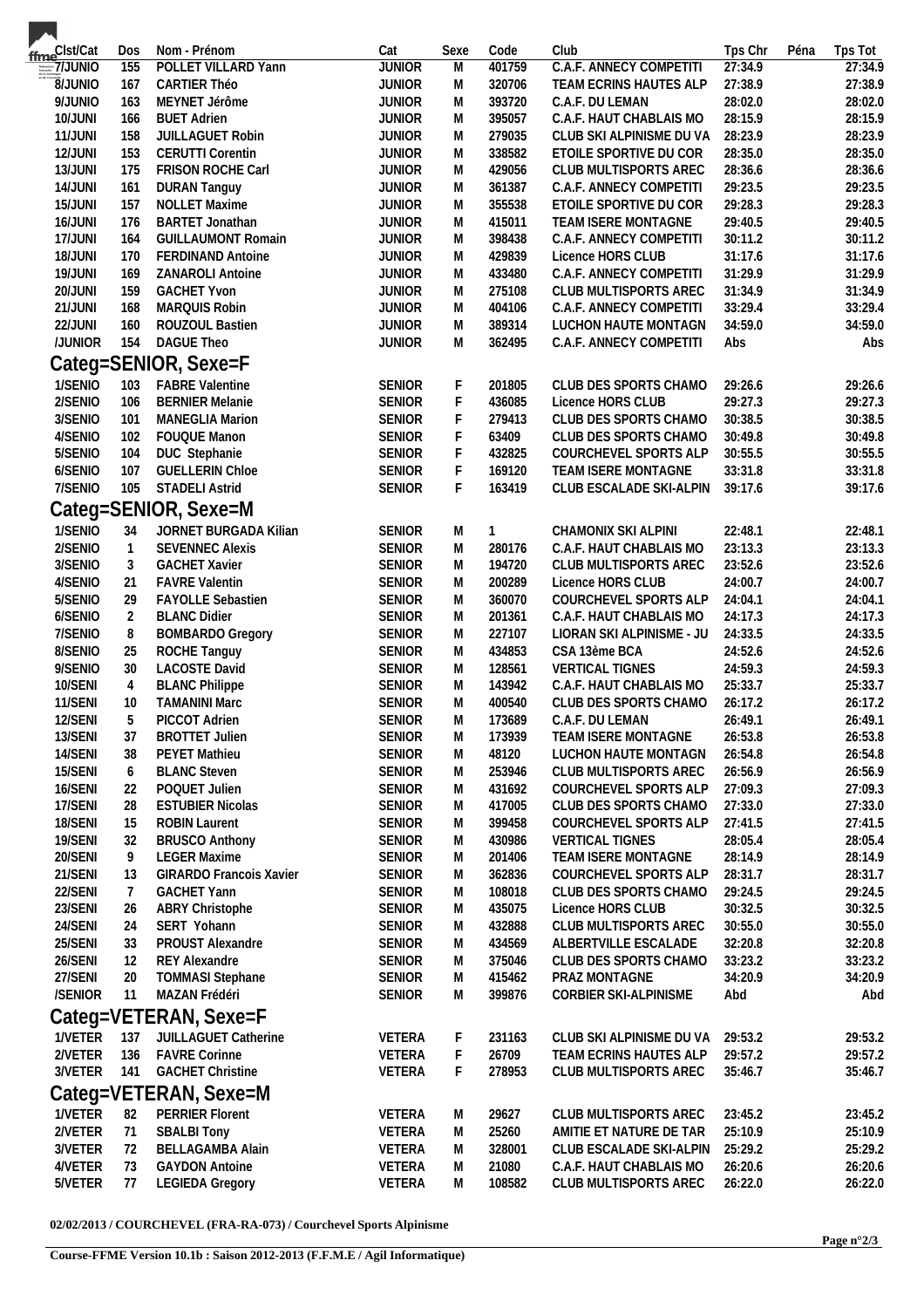| Clst/Cat | Dos | Nom - Prénom | Cat | Sexe | Code | Club | Tps Chr | Péna | Tps Tot |
|---|---|---|---|---|---|---|---|---|---|
| 7/JUNIO | 155 | POLLET VILLARD Yann | JUNIOR | M | 401759 | C.A.F. ANNECY COMPETITI | 27:34.9 | | 27:34.9 |
| 8/JUNIO | 167 | CARTIER Théo | JUNIOR | M | 320706 | TEAM ECRINS HAUTES ALP | 27:38.9 | | 27:38.9 |
| 9/JUNIO | 163 | MEYNET Jérôme | JUNIOR | M | 393720 | C.A.F. DU LEMAN | 28:02.0 | | 28:02.0 |
| 10/JUNI | 166 | BUET Adrien | JUNIOR | M | 395057 | C.A.F. HAUT CHABLAIS MO | 28:15.9 | | 28:15.9 |
| 11/JUNI | 158 | JUILLAGUET Robin | JUNIOR | M | 279035 | CLUB SKI ALPINISME DU VA | 28:23.9 | | 28:23.9 |
| 12/JUNI | 153 | CERUTTI Corentin | JUNIOR | M | 338582 | ETOILE SPORTIVE DU COR | 28:35.0 | | 28:35.0 |
| 13/JUNI | 175 | FRISON ROCHE Carl | JUNIOR | M | 429056 | CLUB MULTISPORTS AREC | 28:36.6 | | 28:36.6 |
| 14/JUNI | 161 | DURAN Tanguy | JUNIOR | M | 361387 | C.A.F. ANNECY COMPETITI | 29:23.5 | | 29:23.5 |
| 15/JUNI | 157 | NOLLET Maxime | JUNIOR | M | 355538 | ETOILE SPORTIVE DU COR | 29:28.3 | | 29:28.3 |
| 16/JUNI | 176 | BARTET Jonathan | JUNIOR | M | 415011 | TEAM ISERE MONTAGNE | 29:40.5 | | 29:40.5 |
| 17/JUNI | 164 | GUILLAUMONT Romain | JUNIOR | M | 398438 | C.A.F. ANNECY COMPETITI | 30:11.2 | | 30:11.2 |
| 18/JUNI | 170 | FERDINAND Antoine | JUNIOR | M | 429839 | Licence HORS CLUB | 31:17.6 | | 31:17.6 |
| 19/JUNI | 169 | ZANAROLI Antoine | JUNIOR | M | 433480 | C.A.F. ANNECY COMPETITI | 31:29.9 | | 31:29.9 |
| 20/JUNI | 159 | GACHET Yvon | JUNIOR | M | 275108 | CLUB MULTISPORTS AREC | 31:34.9 | | 31:34.9 |
| 21/JUNI | 168 | MARQUIS Robin | JUNIOR | M | 404106 | C.A.F. ANNECY COMPETITI | 33:29.4 | | 33:29.4 |
| 22/JUNI | 160 | ROUZOUL Bastien | JUNIOR | M | 389314 | LUCHON HAUTE MONTAGN | 34:59.0 | | 34:59.0 |
| /JUNIOR | 154 | DAGUE Theo | JUNIOR | M | 362495 | C.A.F. ANNECY COMPETITI | Abs | | Abs |

## Categ=SENIOR, Sexe=F

| Clst/Cat | Dos | Nom - Prénom | Cat | Sexe | Code | Club | Tps Chr | Péna | Tps Tot |
|---|---|---|---|---|---|---|---|---|---|
| 1/SENIO | 103 | FABRE Valentine | SENIOR | F | 201805 | CLUB DES SPORTS CHAMO | 29:26.6 | | 29:26.6 |
| 2/SENIO | 106 | BERNIER Melanie | SENIOR | F | 436085 | Licence HORS CLUB | 29:27.3 | | 29:27.3 |
| 3/SENIO | 101 | MANEGLIA Marion | SENIOR | F | 279413 | CLUB DES SPORTS CHAMO | 30:38.5 | | 30:38.5 |
| 4/SENIO | 102 | FOUQUE Manon | SENIOR | F | 63409 | CLUB DES SPORTS CHAMO | 30:49.8 | | 30:49.8 |
| 5/SENIO | 104 | DUC Stephanie | SENIOR | F | 432825 | COURCHEVEL SPORTS ALP | 30:55.5 | | 30:55.5 |
| 6/SENIO | 107 | GUELLERIN Chloe | SENIOR | F | 169120 | TEAM ISERE MONTAGNE | 33:31.8 | | 33:31.8 |
| 7/SENIO | 105 | STADELI Astrid | SENIOR | F | 163419 | CLUB ESCALADE SKI-ALPIN | 39:17.6 | | 39:17.6 |

## Categ=SENIOR, Sexe=M

| Clst/Cat | Dos | Nom - Prénom | Cat | Sexe | Code | Club | Tps Chr | Péna | Tps Tot |
|---|---|---|---|---|---|---|---|---|---|
| 1/SENIO | 34 | JORNET BURGADA Kilian | SENIOR | M | 1 | CHAMONIX SKI ALPINI | 22:48.1 | | 22:48.1 |
| 2/SENIO | 1 | SEVENNEC Alexis | SENIOR | M | 280176 | C.A.F. HAUT CHABLAIS MO | 23:13.3 | | 23:13.3 |
| 3/SENIO | 3 | GACHET Xavier | SENIOR | M | 194720 | CLUB MULTISPORTS AREC | 23:52.6 | | 23:52.6 |
| 4/SENIO | 21 | FAVRE Valentin | SENIOR | M | 200289 | Licence HORS CLUB | 24:00.7 | | 24:00.7 |
| 5/SENIO | 29 | FAYOLLE Sebastien | SENIOR | M | 360070 | COURCHEVEL SPORTS ALP | 24:04.1 | | 24:04.1 |
| 6/SENIO | 2 | BLANC Didier | SENIOR | M | 201361 | C.A.F. HAUT CHABLAIS MO | 24:17.3 | | 24:17.3 |
| 7/SENIO | 8 | BOMBARDO Gregory | SENIOR | M | 227107 | LIORAN SKI ALPINISME - JU | 24:33.5 | | 24:33.5 |
| 8/SENIO | 25 | ROCHE Tanguy | SENIOR | M | 434853 | CSA 13ème BCA | 24:52.6 | | 24:52.6 |
| 9/SENIO | 30 | LACOSTE David | SENIOR | M | 128561 | VERTICAL TIGNES | 24:59.3 | | 24:59.3 |
| 10/SENI | 4 | BLANC Philippe | SENIOR | M | 143942 | C.A.F. HAUT CHABLAIS MO | 25:33.7 | | 25:33.7 |
| 11/SENI | 10 | TAMANINI Marc | SENIOR | M | 400540 | CLUB DES SPORTS CHAMO | 26:17.2 | | 26:17.2 |
| 12/SENI | 5 | PICCOT Adrien | SENIOR | M | 173689 | C.A.F. DU LEMAN | 26:49.1 | | 26:49.1 |
| 13/SENI | 37 | BROTTET Julien | SENIOR | M | 173939 | TEAM ISERE MONTAGNE | 26:53.8 | | 26:53.8 |
| 14/SENI | 38 | PEYET Mathieu | SENIOR | M | 48120 | LUCHON HAUTE MONTAGN | 26:54.8 | | 26:54.8 |
| 15/SENI | 6 | BLANC Steven | SENIOR | M | 253946 | CLUB MULTISPORTS AREC | 26:56.9 | | 26:56.9 |
| 16/SENI | 22 | POQUET Julien | SENIOR | M | 431692 | COURCHEVEL SPORTS ALP | 27:09.3 | | 27:09.3 |
| 17/SENI | 28 | ESTUBIER Nicolas | SENIOR | M | 417005 | CLUB DES SPORTS CHAMO | 27:33.0 | | 27:33.0 |
| 18/SENI | 15 | ROBIN Laurent | SENIOR | M | 399458 | COURCHEVEL SPORTS ALP | 27:41.5 | | 27:41.5 |
| 19/SENI | 32 | BRUSCO Anthony | SENIOR | M | 430986 | VERTICAL TIGNES | 28:05.4 | | 28:05.4 |
| 20/SENI | 9 | LEGER Maxime | SENIOR | M | 201406 | TEAM ISERE MONTAGNE | 28:14.9 | | 28:14.9 |
| 21/SENI | 13 | GIRARDO Francois Xavier | SENIOR | M | 362836 | COURCHEVEL SPORTS ALP | 28:31.7 | | 28:31.7 |
| 22/SENI | 7 | GACHET Yann | SENIOR | M | 108018 | CLUB DES SPORTS CHAMO | 29:24.5 | | 29:24.5 |
| 23/SENI | 26 | ABRY Christophe | SENIOR | M | 435075 | Licence HORS CLUB | 30:32.5 | | 30:32.5 |
| 24/SENI | 24 | SERT Yohann | SENIOR | M | 432888 | CLUB MULTISPORTS AREC | 30:55.0 | | 30:55.0 |
| 25/SENI | 33 | PROUST Alexandre | SENIOR | M | 434569 | ALBERTVILLE ESCALADE | 32:20.8 | | 32:20.8 |
| 26/SENI | 12 | REY Alexandre | SENIOR | M | 375046 | CLUB DES SPORTS CHAMO | 33:23.2 | | 33:23.2 |
| 27/SENI | 20 | TOMMASI Stephane | SENIOR | M | 415462 | PRAZ MONTAGNE | 34:20.9 | | 34:20.9 |
| /SENIOR | 11 | MAZAN Frédéri | SENIOR | M | 399876 | CORBIER SKI-ALPINISME | Abd | | Abd |

## Categ=VETERAN, Sexe=F

| Clst/Cat | Dos | Nom - Prénom | Cat | Sexe | Code | Club | Tps Chr | Péna | Tps Tot |
|---|---|---|---|---|---|---|---|---|---|
| 1/VETER | 137 | JUILLAGUET Catherine | VETERA | F | 231163 | CLUB SKI ALPINISME DU VA | 29:53.2 | | 29:53.2 |
| 2/VETER | 136 | FAVRE Corinne | VETERA | F | 26709 | TEAM ECRINS HAUTES ALP | 29:57.2 | | 29:57.2 |
| 3/VETER | 141 | GACHET Christine | VETERA | F | 278953 | CLUB MULTISPORTS AREC | 35:46.7 | | 35:46.7 |

## Categ=VETERAN, Sexe=M

| Clst/Cat | Dos | Nom - Prénom | Cat | Sexe | Code | Club | Tps Chr | Péna | Tps Tot |
|---|---|---|---|---|---|---|---|---|---|
| 1/VETER | 82 | PERRIER Florent | VETERA | M | 29627 | CLUB MULTISPORTS AREC | 23:45.2 | | 23:45.2 |
| 2/VETER | 71 | SBALBI Tony | VETERA | M | 25260 | AMITIE ET NATURE DE TAR | 25:10.9 | | 25:10.9 |
| 3/VETER | 72 | BELLAGAMBA Alain | VETERA | M | 328001 | CLUB ESCALADE SKI-ALPIN | 25:29.2 | | 25:29.2 |
| 4/VETER | 73 | GAYDON Antoine | VETERA | M | 21080 | C.A.F. HAUT CHABLAIS MO | 26:20.6 | | 26:20.6 |
| 5/VETER | 77 | LEGIEDA Gregory | VETERA | M | 108582 | CLUB MULTISPORTS AREC | 26:22.0 | | 26:22.0 |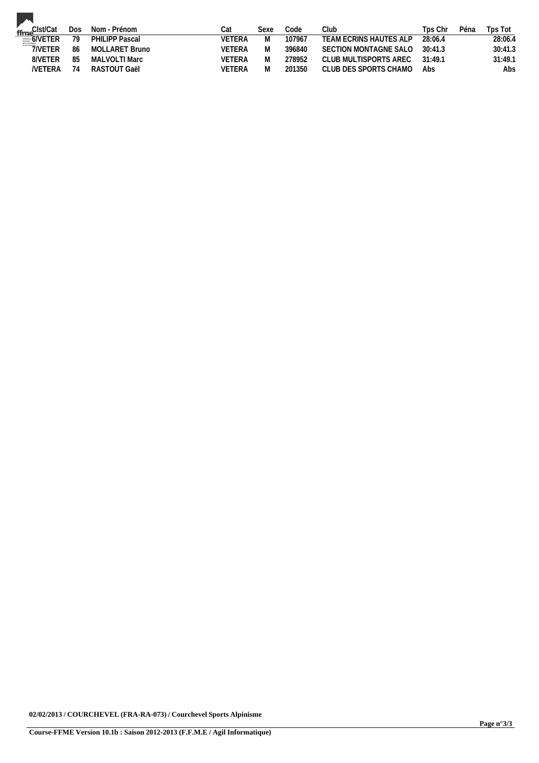| Clst/Cat | Dos | Nom - Prénom | Cat | Sexe | Code | Club | Tps Chr | Péna | Tps Tot |
|---|---|---|---|---|---|---|---|---|---|
| 6/VETER | 79 | PHILIPP Pascal | VETERA | M | 107967 | TEAM ECRINS HAUTES ALP | 28:06.4 | | 28:06.4 |
| 7/VETER | 86 | MOLLARET Bruno | VETERA | M | 396840 | SECTION MONTAGNE SALO | 30:41.3 | | 30:41.3 |
| 8/VETER | 85 | MALVOLTI Marc | VETERA | M | 278952 | CLUB MULTISPORTS AREC | 31:49.1 | | 31:49.1 |
| /VETERA | 74 | RASTOUT Gaël | VETERA | M | 201350 | CLUB DES SPORTS CHAMO | Abs | | Abs |

**02/02/2013 / COURCHEVEL (FRA-RA-073) / Courchevel Sports Alpinisme**

**Course-FFME Version 10.1b : Saison 2012-2013 (F.F.M.E / Agil Informatique)**